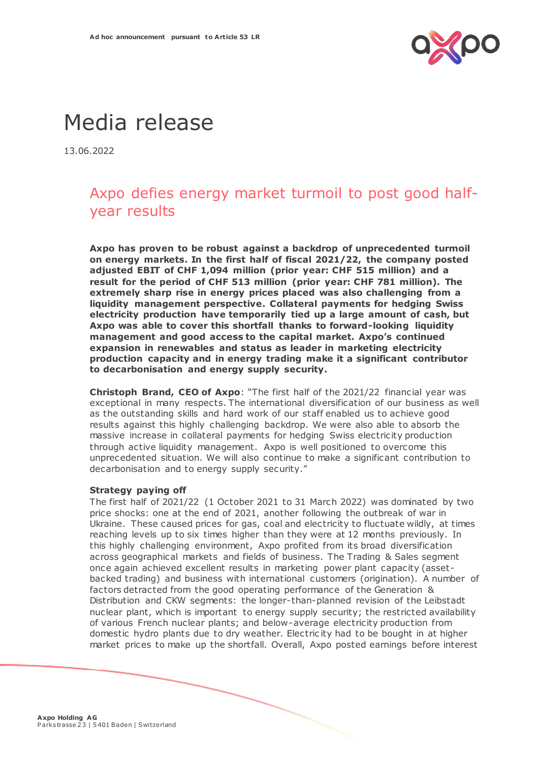Ad hoc announcement pursuant to Article 53 LR

# Media release

13.06.2022

## Axpo defies energy market turmoil to post good half-year results

**Axpo has proven to be robust against a backdrop of unprecedented turmoil on energy markets. In the first half of fiscal 2021/22, the company posted adjusted EBIT of CHF 1,094 million (prior year: CHF 515 million) and a result for the period of CHF 513 million (prior year: CHF 781 million). The extremely sharp rise in energy prices placed was also challenging from a liquidity management perspective. Collateral payments for hedging Swiss electricity production have temporarily tied up a large amount of cash, but Axpo was able to cover this shortfall thanks to forward-looking liquidity management and good access to the capital market. Axpo's continued expansion in renewables and status as leader in marketing electricity production capacity and in energy trading make it a significant contributor to decarbonisation and energy supply security.**

**Christoph Brand, CEO of Axpo**: "The first half of the 2021/22 financial year was exceptional in many respects. The international diversification of our business as well as the outstanding skills and hard work of our staff enabled us to achieve good results against this highly challenging backdrop. We were also able to absorb the massive increase in collateral payments for hedging Swiss electricity production through active liquidity management. Axpo is well positioned to overcome this unprecedented situation. We will also continue to make a significant contribution to decarbonisation and to energy supply security."

### Strategy paying off

The first half of 2021/22 (1 October 2021 to 31 March 2022) was dominated by two price shocks: one at the end of 2021, another following the outbreak of war in Ukraine. These caused prices for gas, coal and electricity to fluctuate wildly, at times reaching levels up to six times higher than they were at 12 months previously. In this highly challenging environment, Axpo profited from its broad diversification across geographical markets and fields of business. The Trading & Sales segment once again achieved excellent results in marketing power plant capacity (asset-backed trading) and business with international customers (origination). A number of factors detracted from the good operating performance of the Generation & Distribution and CKW segments: the longer-than-planned revision of the Leibstadt nuclear plant, which is important to energy supply security; the restricted availability of various French nuclear plants; and below-average electricity production from domestic hydro plants due to dry weather. Electricity had to be bought in at higher market prices to make up the shortfall. Overall, Axpo posted earnings before interest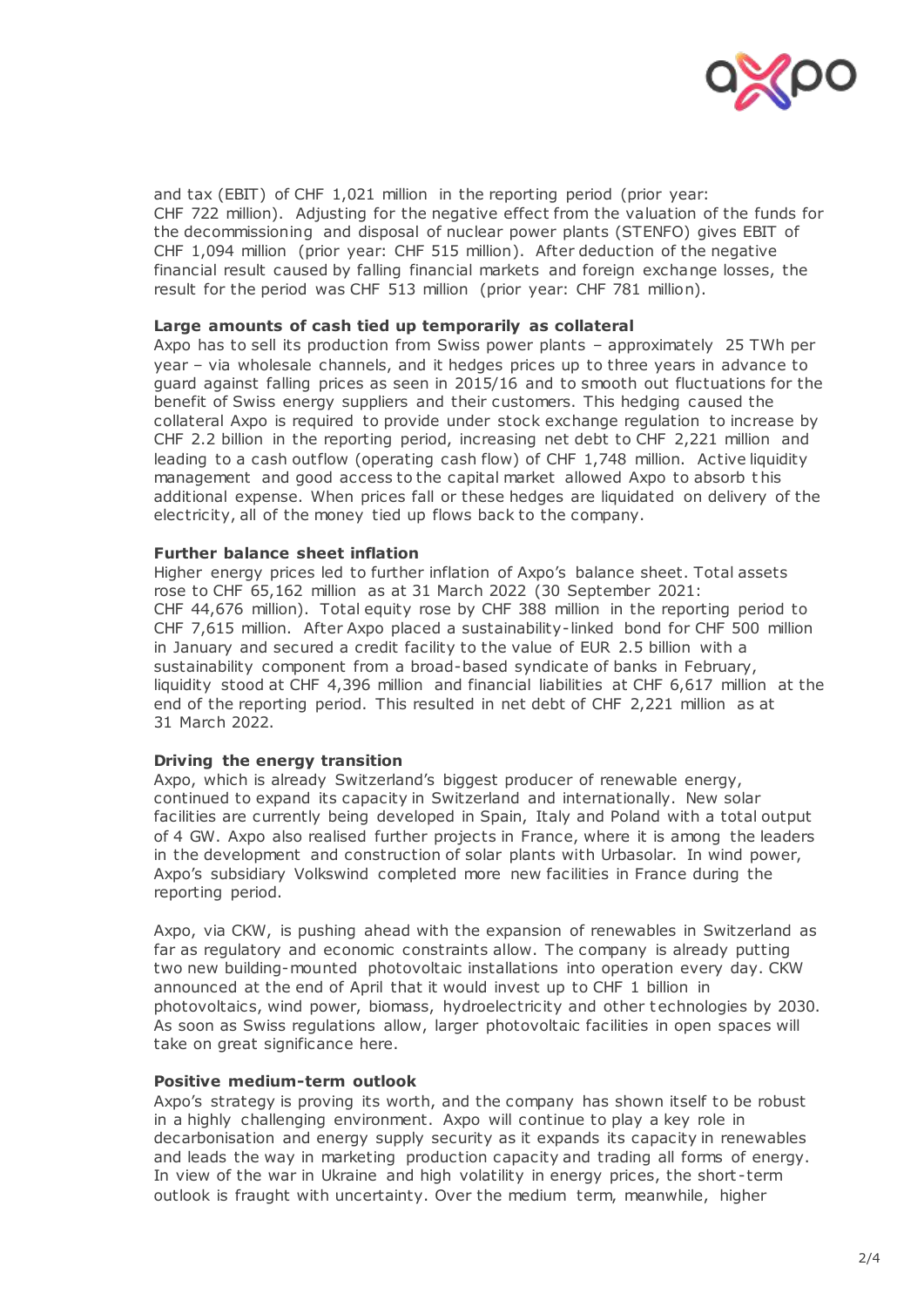and tax (EBIT) of CHF 1,021 million in the reporting period (prior year: CHF 722 million). Adjusting for the negative effect from the valuation of the funds for the decommissioning and disposal of nuclear power plants (STENFO) gives EBIT of CHF 1,094 million (prior year: CHF 515 million). After deduction of the negative financial result caused by falling financial markets and foreign exchange losses, the result for the period was CHF 513 million (prior year: CHF 781 million).

**Large amounts of cash tied up temporarily as collateral**

Axpo has to sell its production from Swiss power plants – approximately 25 TWh per year – via wholesale channels, and it hedges prices up to three years in advance to guard against falling prices as seen in 2015/16 and to smooth out fluctuations for the benefit of Swiss energy suppliers and their customers. This hedging caused the collateral Axpo is required to provide under stock exchange regulation to increase by CHF 2.2 billion in the reporting period, increasing net debt to CHF 2,221 million and leading to a cash outflow (operating cash flow) of CHF 1,748 million. Active liquidity management and good access to the capital market allowed Axpo to absorb this additional expense. When prices fall or these hedges are liquidated on delivery of the electricity, all of the money tied up flows back to the company.

**Further balance sheet inflation**

Higher energy prices led to further inflation of Axpo's balance sheet. Total assets rose to CHF 65,162 million as at 31 March 2022 (30 September 2021: CHF 44,676 million). Total equity rose by CHF 388 million in the reporting period to CHF 7,615 million. After Axpo placed a sustainability-linked bond for CHF 500 million in January and secured a credit facility to the value of EUR 2.5 billion with a sustainability component from a broad-based syndicate of banks in February, liquidity stood at CHF 4,396 million and financial liabilities at CHF 6,617 million at the end of the reporting period. This resulted in net debt of CHF 2,221 million as at 31 March 2022.

**Driving the energy transition**

Axpo, which is already Switzerland's biggest producer of renewable energy, continued to expand its capacity in Switzerland and internationally. New solar facilities are currently being developed in Spain, Italy and Poland with a total output of 4 GW. Axpo also realised further projects in France, where it is among the leaders in the development and construction of solar plants with Urbasolar. In wind power, Axpo's subsidiary Volkswind completed more new facilities in France during the reporting period.

Axpo, via CKW, is pushing ahead with the expansion of renewables in Switzerland as far as regulatory and economic constraints allow. The company is already putting two new building-mounted photovoltaic installations into operation every day. CKW announced at the end of April that it would invest up to CHF 1 billion in photovoltaics, wind power, biomass, hydroelectricity and other technologies by 2030. As soon as Swiss regulations allow, larger photovoltaic facilities in open spaces will take on great significance here.

**Positive medium-term outlook**

Axpo's strategy is proving its worth, and the company has shown itself to be robust in a highly challenging environment. Axpo will continue to play a key role in decarbonisation and energy supply security as it expands its capacity in renewables and leads the way in marketing production capacity and trading all forms of energy. In view of the war in Ukraine and high volatility in energy prices, the short-term outlook is fraught with uncertainty. Over the medium term, meanwhile, higher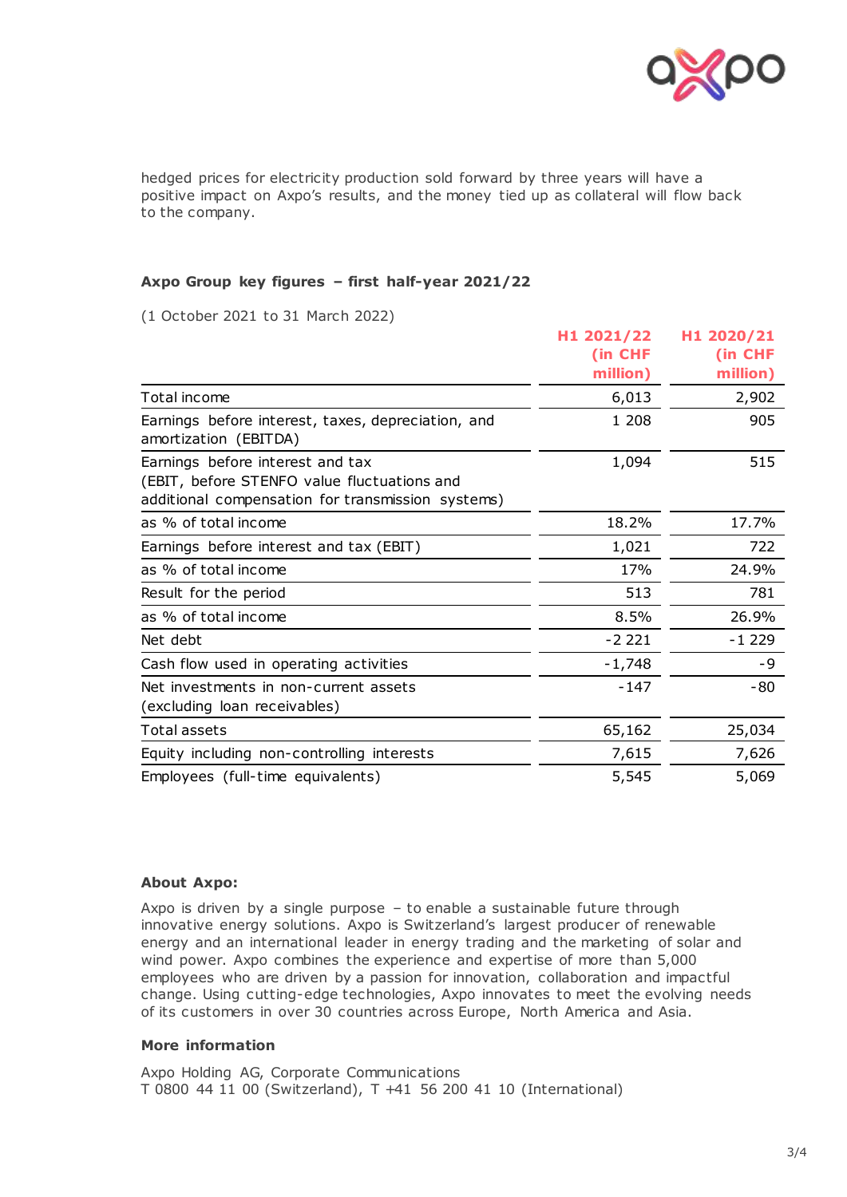hedged prices for electricity production sold forward by three years will have a positive impact on Axpo's results, and the money tied up as collateral will flow back to the company.

**Axpo Group key figures – first half-year 2021/22**

(1 October 2021 to 31 March 2022)

| | H1 2021/22 (in CHF million) | H1 2020/21 (in CHF million) |
|---|---|---|
| Total income | 6,013 | 2,902 |
| Earnings before interest, taxes, depreciation, and amortization (EBITDA) | 1 208 | 905 |
| Earnings before interest and tax (EBIT, before STENFO value fluctuations and additional compensation for transmission systems) | 1,094 | 515 |
| as % of total income | 18.2% | 17.7% |
| Earnings before interest and tax (EBIT) | 1,021 | 722 |
| as % of total income | 17% | 24.9% |
| Result for the period | 513 | 781 |
| as % of total income | 8.5% | 26.9% |
| Net debt | -2 221 | -1 229 |
| Cash flow used in operating activities | -1,748 | -9 |
| Net investments in non-current assets (excluding loan receivables) | -147 | -80 |
| Total assets | 65,162 | 25,034 |
| Equity including non-controlling interests | 7,615 | 7,626 |
| Employees (full-time equivalents) | 5,545 | 5,069 |

**About Axpo:**

Axpo is driven by a single purpose – to enable a sustainable future through innovative energy solutions. Axpo is Switzerland's largest producer of renewable energy and an international leader in energy trading and the marketing of solar and wind power. Axpo combines the experience and expertise of more than 5,000 employees who are driven by a passion for innovation, collaboration and impactful change. Using cutting-edge technologies, Axpo innovates to meet the evolving needs of its customers in over 30 countries across Europe, North America and Asia.

**More information**

Axpo Holding AG, Corporate Communications
T 0800 44 11 00 (Switzerland), T +41 56 200 41 10 (International)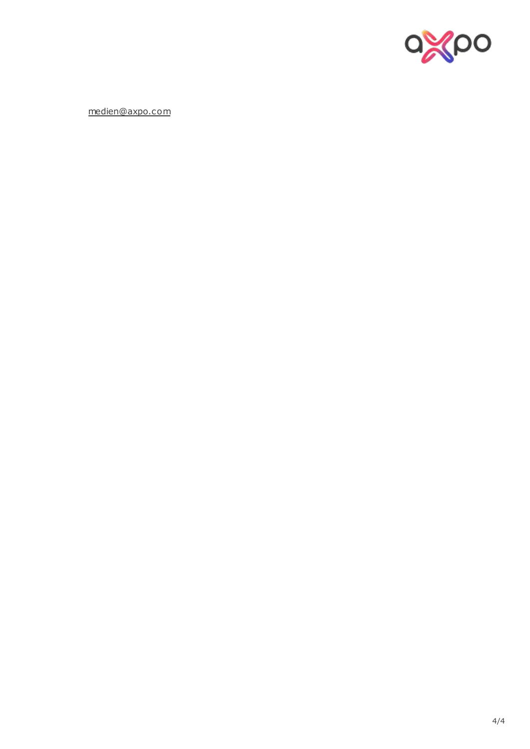medien@axpo.com